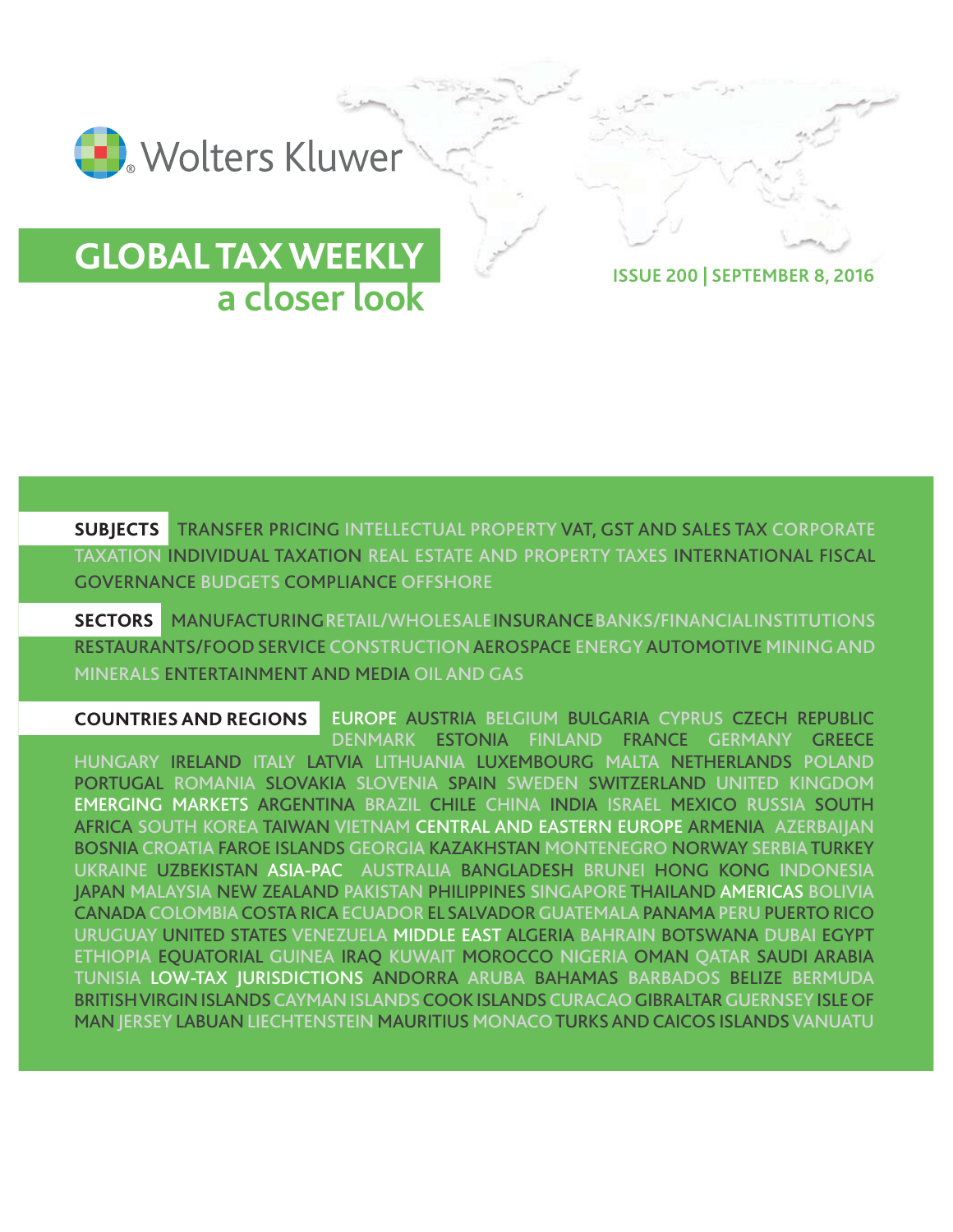Wolters Kluwer

# GLOBAL TAX WEEKLY
## a closer look

ISSUE 200 | SEPTEMBER 8, 2016

**SUBJECTS** TRANSFER PRICING INTELLECTUAL PROPERTY VAT, GST AND SALES TAX CORPORATE TAXATION INDIVIDUAL TAXATION REAL ESTATE AND PROPERTY TAXES INTERNATIONAL FISCAL GOVERNANCE BUDGETS COMPLIANCE OFFSHORE

**SECTORS** MANUFACTURING RETAIL/WHOLESALE INSURANCE BANKS/FINANCIAL INSTITUTIONS RESTAURANTS/FOOD SERVICE CONSTRUCTION AEROSPACE ENERGY AUTOMOTIVE MINING AND MINERALS ENTERTAINMENT AND MEDIA OIL AND GAS

**COUNTRIES AND REGIONS** EUROPE AUSTRIA BELGIUM BULGARIA CYPRUS CZECH REPUBLIC DENMARK ESTONIA FINLAND FRANCE GERMANY GREECE HUNGARY IRELAND ITALY LATVIA LITHUANIA LUXEMBOURG MALTA NETHERLANDS POLAND PORTUGAL ROMANIA SLOVAKIA SLOVENIA SPAIN SWEDEN SWITZERLAND UNITED KINGDOM EMERGING MARKETS ARGENTINA BRAZIL CHILE CHINA INDIA ISRAEL MEXICO RUSSIA SOUTH AFRICA SOUTH KOREA TAIWAN VIETNAM CENTRAL AND EASTERN EUROPE ARMENIA AZERBAIJAN BOSNIA CROATIA FAROE ISLANDS GEORGIA KAZAKHSTAN MONTENEGRO NORWAY SERBIA TURKEY UKRAINE UZBEKISTAN ASIA-PAC AUSTRALIA BANGLADESH BRUNEI HONG KONG INDONESIA JAPAN MALAYSIA NEW ZEALAND PAKISTAN PHILIPPINES SINGAPORE THAILAND AMERICAS BOLIVIA CANADA COLOMBIA COSTA RICA ECUADOR EL SALVADOR GUATEMALA PANAMA PERU PUERTO RICO URUGUAY UNITED STATES VENEZUELA MIDDLE EAST ALGERIA BAHRAIN BOTSWANA DUBAI EGYPT ETHIOPIA EQUATORIAL GUINEA IRAQ KUWAIT MOROCCO NIGERIA OMAN QATAR SAUDI ARABIA TUNISIA LOW-TAX JURISDICTIONS ANDORRA ARUBA BAHAMAS BARBADOS BELIZE BERMUDA BRITISH VIRGIN ISLANDS CAYMAN ISLANDS COOK ISLANDS CURACAO GIBRALTAR GUERNSEY ISLE OF MAN JERSEY LABUAN LIECHTENSTEIN MAURITIUS MONACO TURKS AND CAICOS ISLANDS VANUATU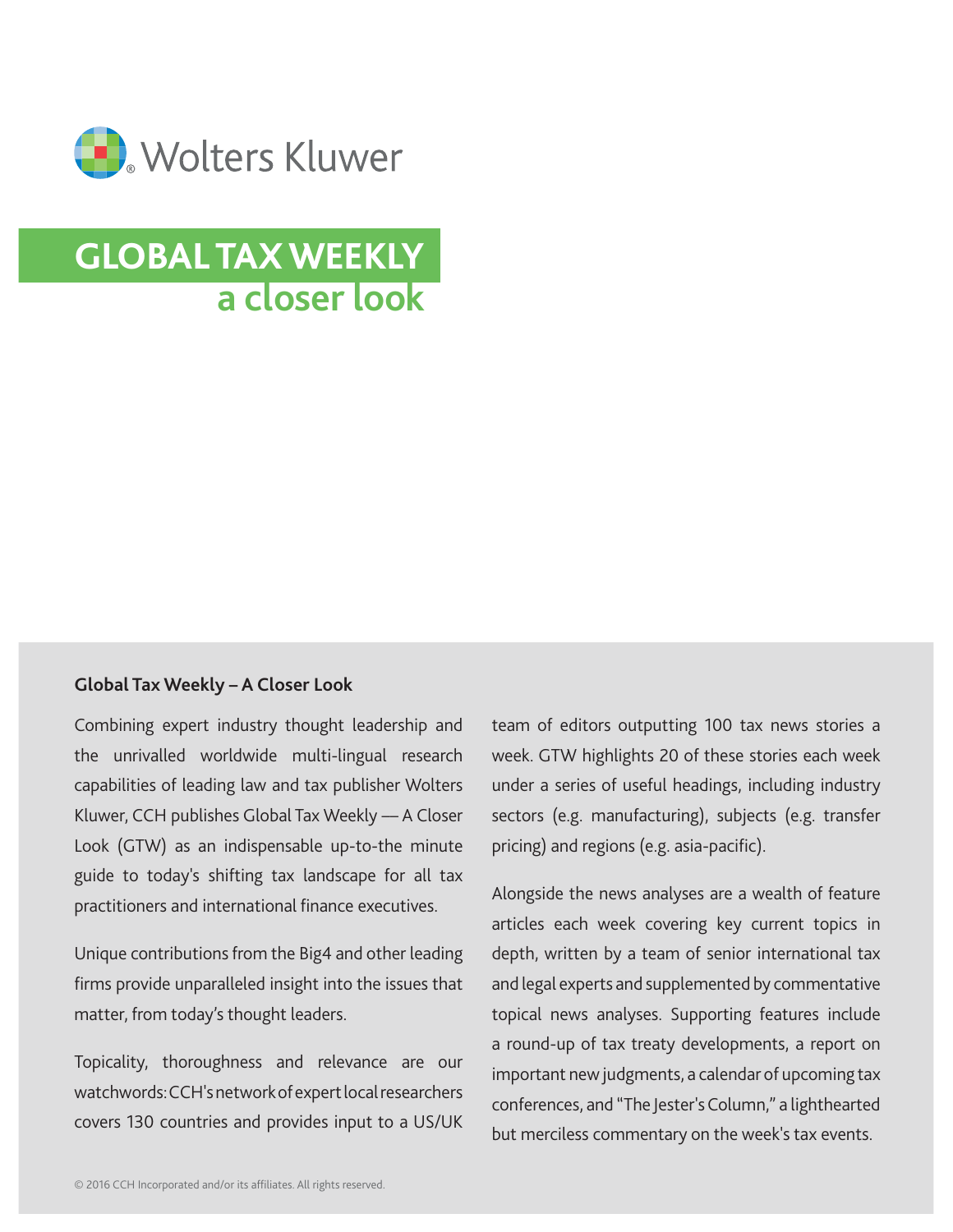Wolters Kluwer

# GLOBAL TAX WEEKLY
## a closer look

**Global Tax Weekly – A Closer Look**

Combining expert industry thought leadership and the unrivalled worldwide multi-lingual research capabilities of leading law and tax publisher Wolters Kluwer, CCH publishes Global Tax Weekly — A Closer Look (GTW) as an indispensable up-to-the minute guide to today's shifting tax landscape for all tax practitioners and international finance executives.

Unique contributions from the Big4 and other leading firms provide unparalleled insight into the issues that matter, from today's thought leaders.

Topicality, thoroughness and relevance are our watchwords: CCH's network of expert local researchers covers 130 countries and provides input to a US/UK team of editors outputting 100 tax news stories a week. GTW highlights 20 of these stories each week under a series of useful headings, including industry sectors (e.g. manufacturing), subjects (e.g. transfer pricing) and regions (e.g. asia-pacific).

Alongside the news analyses are a wealth of feature articles each week covering key current topics in depth, written by a team of senior international tax and legal experts and supplemented by commentative topical news analyses. Supporting features include a round-up of tax treaty developments, a report on important new judgments, a calendar of upcoming tax conferences, and "The Jester's Column," a lighthearted but merciless commentary on the week's tax events.

© 2016 CCH Incorporated and/or its affiliates. All rights reserved.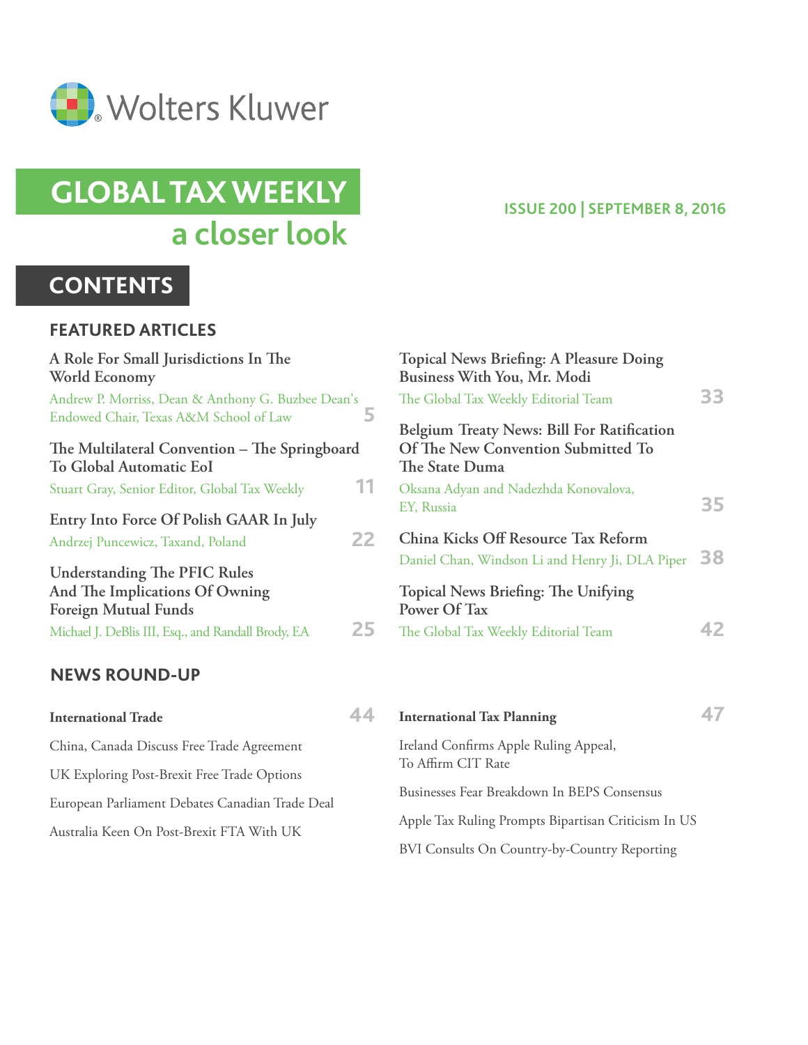Wolters Kluwer

# GLOBAL TAX WEEKLY

## a closer look

ISSUE 200 | SEPTEMBER 8, 2016

## CONTENTS

### FEATURED ARTICLES

**A Role For Small Jurisdictions In The World Economy**
Andrew P. Morriss, Dean & Anthony G. Buzbee Dean's Endowed Chair, Texas A&M School of Law — 5

**The Multilateral Convention – The Springboard To Global Automatic EoI**
Stuart Gray, Senior Editor, Global Tax Weekly — 11

**Entry Into Force Of Polish GAAR In July**
Andrzej Puncewicz, Taxand, Poland — 22

**Understanding The PFIC Rules And The Implications Of Owning Foreign Mutual Funds**
Michael J. DeBlis III, Esq., and Randall Brody, EA — 25

**Topical News Briefing: A Pleasure Doing Business With You, Mr. Modi**
The Global Tax Weekly Editorial Team — 33

**Belgium Treaty News: Bill For Ratification Of The New Convention Submitted To The State Duma**
Oksana Adyan and Nadezhda Konovalova, EY, Russia — 35

**China Kicks Off Resource Tax Reform**
Daniel Chan, Windson Li and Henry Ji, DLA Piper — 38

**Topical News Briefing: The Unifying Power Of Tax**
The Global Tax Weekly Editorial Team — 42

### NEWS ROUND-UP

**International Trade** — 44

China, Canada Discuss Free Trade Agreement

UK Exploring Post-Brexit Free Trade Options

European Parliament Debates Canadian Trade Deal

Australia Keen On Post-Brexit FTA With UK

**International Tax Planning** — 47

Ireland Confirms Apple Ruling Appeal, To Affirm CIT Rate

Businesses Fear Breakdown In BEPS Consensus

Apple Tax Ruling Prompts Bipartisan Criticism In US

BVI Consults On Country-by-Country Reporting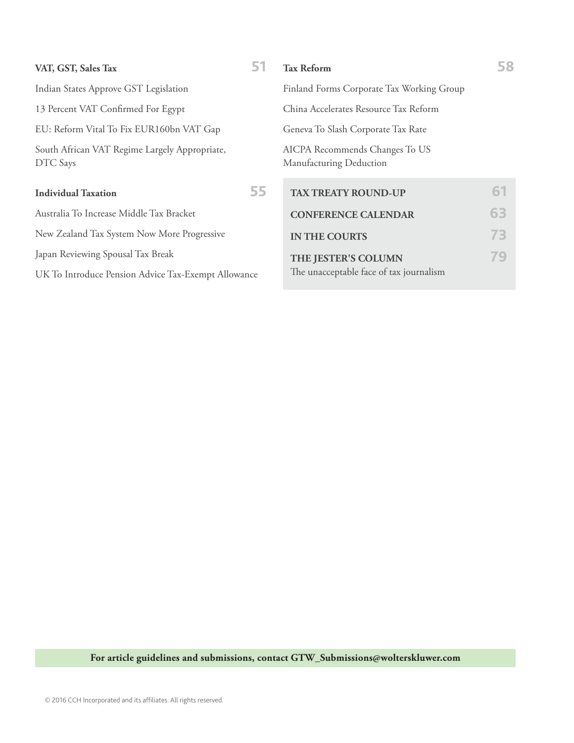**VAT, GST, Sales Tax** 51

Indian States Approve GST Legislation

13 Percent VAT Confirmed For Egypt

EU: Reform Vital To Fix EUR160bn VAT Gap

South African VAT Regime Largely Appropriate, DTC Says

**Individual Taxation** 55

Australia To Increase Middle Tax Bracket

New Zealand Tax System Now More Progressive

Japan Reviewing Spousal Tax Break

UK To Introduce Pension Advice Tax-Exempt Allowance

**Tax Reform** 58

Finland Forms Corporate Tax Working Group

China Accelerates Resource Tax Reform

Geneva To Slash Corporate Tax Rate

AICPA Recommends Changes To US Manufacturing Deduction

**TAX TREATY ROUND-UP** 61

**CONFERENCE CALENDAR** 63

**IN THE COURTS** 73

**THE JESTER'S COLUMN** 79

The unacceptable face of tax journalism

**For article guidelines and submissions, contact GTW_Submissions@wolterskluwer.com**

© 2016 CCH Incorporated and its affiliates. All rights reserved.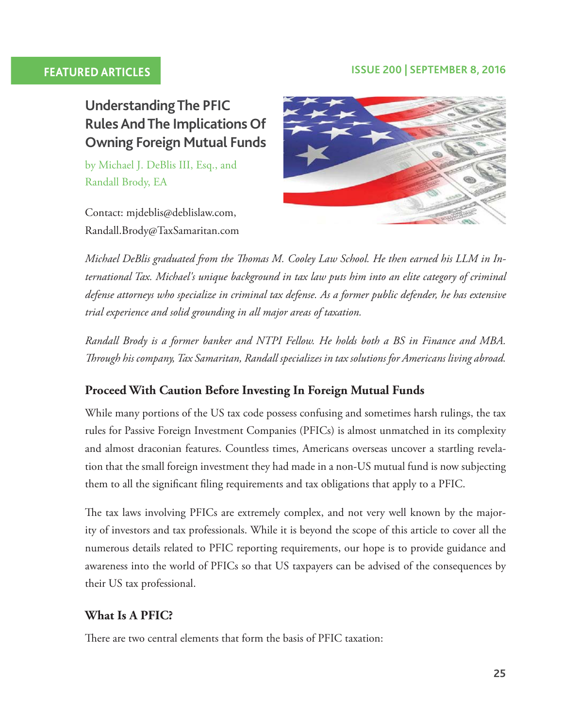FEATURED ARTICLES

# Understanding The PFIC Rules And The Implications Of Owning Foreign Mutual Funds

by Michael J. DeBlis III, Esq., and Randall Brody, EA

Contact: mjdeblis@deblislaw.com, Randall.Brody@TaxSamaritan.com

*Michael DeBlis graduated from the Thomas M. Cooley Law School. He then earned his LLM in International Tax. Michael's unique background in tax law puts him into an elite category of criminal defense attorneys who specialize in criminal tax defense. As a former public defender, he has extensive trial experience and solid grounding in all major areas of taxation.*

*Randall Brody is a former banker and NTPI Fellow. He holds both a BS in Finance and MBA. Through his company, Tax Samaritan, Randall specializes in tax solutions for Americans living abroad.*

## Proceed With Caution Before Investing In Foreign Mutual Funds

While many portions of the US tax code possess confusing and sometimes harsh rulings, the tax rules for Passive Foreign Investment Companies (PFICs) is almost unmatched in its complexity and almost draconian features. Countless times, Americans overseas uncover a startling revelation that the small foreign investment they had made in a non-US mutual fund is now subjecting them to all the significant filing requirements and tax obligations that apply to a PFIC.

The tax laws involving PFICs are extremely complex, and not very well known by the majority of investors and tax professionals. While it is beyond the scope of this article to cover all the numerous details related to PFIC reporting requirements, our hope is to provide guidance and awareness into the world of PFICs so that US taxpayers can be advised of the consequences by their US tax professional.

## What Is A PFIC?

There are two central elements that form the basis of PFIC taxation: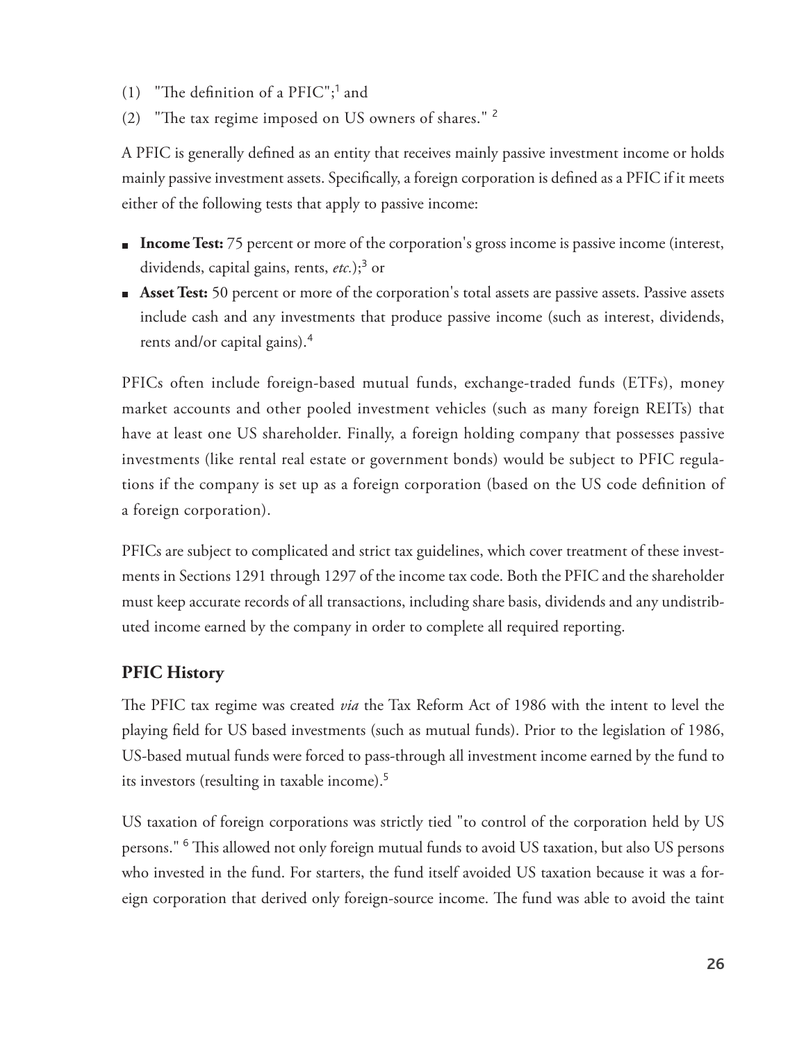(1) "The definition of a PFIC";[1] and

(2) "The tax regime imposed on US owners of shares." [2]

A PFIC is generally defined as an entity that receives mainly passive investment income or holds mainly passive investment assets. Specifically, a foreign corporation is defined as a PFIC if it meets either of the following tests that apply to passive income:

- **Income Test:** 75 percent or more of the corporation's gross income is passive income (interest, dividends, capital gains, rents, *etc.*);[3] or
- **Asset Test:** 50 percent or more of the corporation's total assets are passive assets. Passive assets include cash and any investments that produce passive income (such as interest, dividends, rents and/or capital gains).[4]

PFICs often include foreign-based mutual funds, exchange-traded funds (ETFs), money market accounts and other pooled investment vehicles (such as many foreign REITs) that have at least one US shareholder. Finally, a foreign holding company that possesses passive investments (like rental real estate or government bonds) would be subject to PFIC regulations if the company is set up as a foreign corporation (based on the US code definition of a foreign corporation).

PFICs are subject to complicated and strict tax guidelines, which cover treatment of these investments in Sections 1291 through 1297 of the income tax code. Both the PFIC and the shareholder must keep accurate records of all transactions, including share basis, dividends and any undistributed income earned by the company in order to complete all required reporting.

## PFIC History

The PFIC tax regime was created *via* the Tax Reform Act of 1986 with the intent to level the playing field for US based investments (such as mutual funds). Prior to the legislation of 1986, US-based mutual funds were forced to pass-through all investment income earned by the fund to its investors (resulting in taxable income).[5]

US taxation of foreign corporations was strictly tied "to control of the corporation held by US persons." [6] This allowed not only foreign mutual funds to avoid US taxation, but also US persons who invested in the fund. For starters, the fund itself avoided US taxation because it was a foreign corporation that derived only foreign-source income. The fund was able to avoid the taint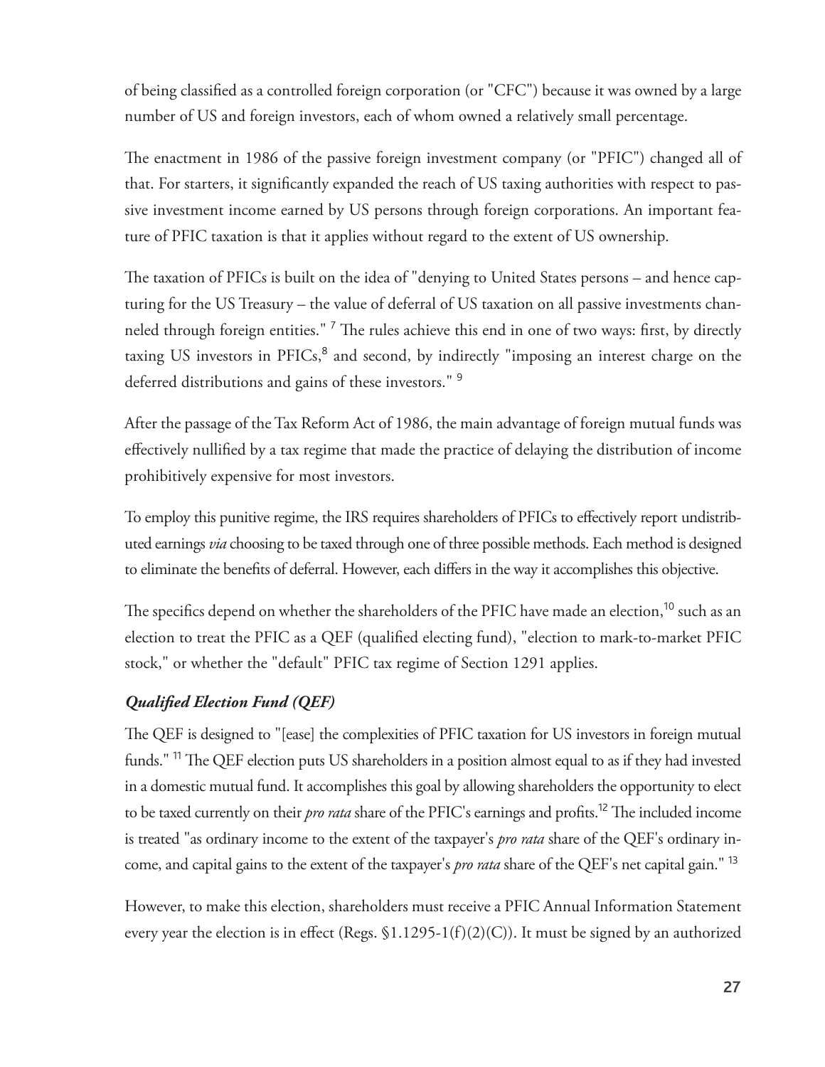of being classified as a controlled foreign corporation (or "CFC") because it was owned by a large number of US and foreign investors, each of whom owned a relatively small percentage.

The enactment in 1986 of the passive foreign investment company (or "PFIC") changed all of that. For starters, it significantly expanded the reach of US taxing authorities with respect to passive investment income earned by US persons through foreign corporations. An important feature of PFIC taxation is that it applies without regard to the extent of US ownership.

The taxation of PFICs is built on the idea of "denying to United States persons – and hence capturing for the US Treasury – the value of deferral of US taxation on all passive investments channeled through foreign entities." [7] The rules achieve this end in one of two ways: first, by directly taxing US investors in PFICs,[8] and second, by indirectly "imposing an interest charge on the deferred distributions and gains of these investors." [9]

After the passage of the Tax Reform Act of 1986, the main advantage of foreign mutual funds was effectively nullified by a tax regime that made the practice of delaying the distribution of income prohibitively expensive for most investors.

To employ this punitive regime, the IRS requires shareholders of PFICs to effectively report undistributed earnings *via* choosing to be taxed through one of three possible methods. Each method is designed to eliminate the benefits of deferral. However, each differs in the way it accomplishes this objective.

The specifics depend on whether the shareholders of the PFIC have made an election,[10] such as an election to treat the PFIC as a QEF (qualified electing fund), "election to mark-to-market PFIC stock," or whether the "default" PFIC tax regime of Section 1291 applies.

### *Qualified Election Fund (QEF)*

The QEF is designed to "[ease] the complexities of PFIC taxation for US investors in foreign mutual funds." [11] The QEF election puts US shareholders in a position almost equal to as if they had invested in a domestic mutual fund. It accomplishes this goal by allowing shareholders the opportunity to elect to be taxed currently on their *pro rata* share of the PFIC's earnings and profits.[12] The included income is treated "as ordinary income to the extent of the taxpayer's *pro rata* share of the QEF's ordinary income, and capital gains to the extent of the taxpayer's *pro rata* share of the QEF's net capital gain." [13]

However, to make this election, shareholders must receive a PFIC Annual Information Statement every year the election is in effect (Regs. §1.1295-1(f)(2)(C)). It must be signed by an authorized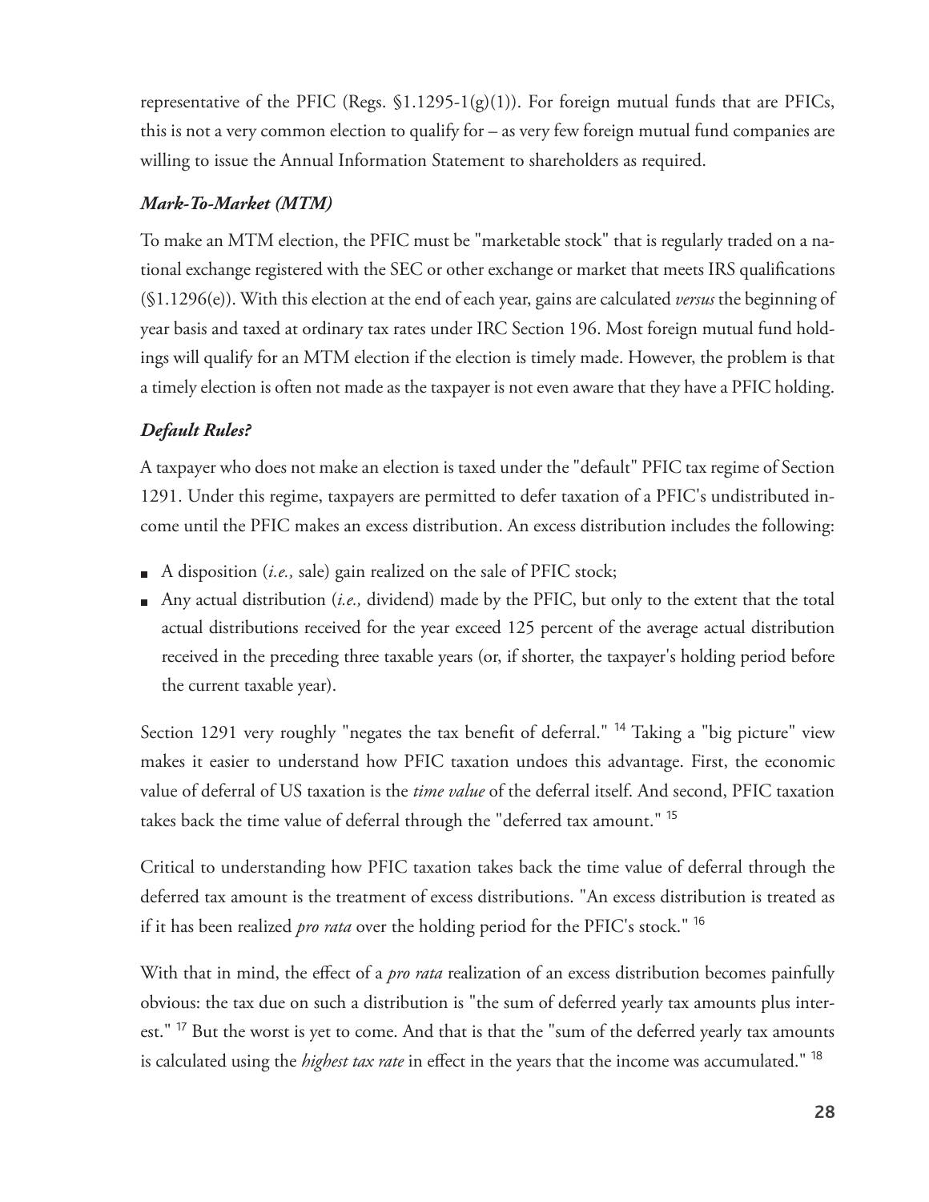representative of the PFIC (Regs. §1.1295-1(g)(1)). For foreign mutual funds that are PFICs, this is not a very common election to qualify for – as very few foreign mutual fund companies are willing to issue the Annual Information Statement to shareholders as required.

### *Mark-To-Market (MTM)*

To make an MTM election, the PFIC must be "marketable stock" that is regularly traded on a national exchange registered with the SEC or other exchange or market that meets IRS qualifications (§1.1296(e)). With this election at the end of each year, gains are calculated *versus* the beginning of year basis and taxed at ordinary tax rates under IRC Section 196. Most foreign mutual fund holdings will qualify for an MTM election if the election is timely made. However, the problem is that a timely election is often not made as the taxpayer is not even aware that they have a PFIC holding.

### *Default Rules?*

A taxpayer who does not make an election is taxed under the "default" PFIC tax regime of Section 1291. Under this regime, taxpayers are permitted to defer taxation of a PFIC's undistributed income until the PFIC makes an excess distribution. An excess distribution includes the following:

- A disposition (*i.e.,* sale) gain realized on the sale of PFIC stock;
- Any actual distribution (*i.e.,* dividend) made by the PFIC, but only to the extent that the total actual distributions received for the year exceed 125 percent of the average actual distribution received in the preceding three taxable years (or, if shorter, the taxpayer's holding period before the current taxable year).

Section 1291 very roughly "negates the tax benefit of deferral." [14] Taking a "big picture" view makes it easier to understand how PFIC taxation undoes this advantage. First, the economic value of deferral of US taxation is the *time value* of the deferral itself. And second, PFIC taxation takes back the time value of deferral through the "deferred tax amount." [15]

Critical to understanding how PFIC taxation takes back the time value of deferral through the deferred tax amount is the treatment of excess distributions. "An excess distribution is treated as if it has been realized *pro rata* over the holding period for the PFIC's stock." [16]

With that in mind, the effect of a *pro rata* realization of an excess distribution becomes painfully obvious: the tax due on such a distribution is "the sum of deferred yearly tax amounts plus interest." [17] But the worst is yet to come. And that is that the "sum of the deferred yearly tax amounts is calculated using the *highest tax rate* in effect in the years that the income was accumulated." [18]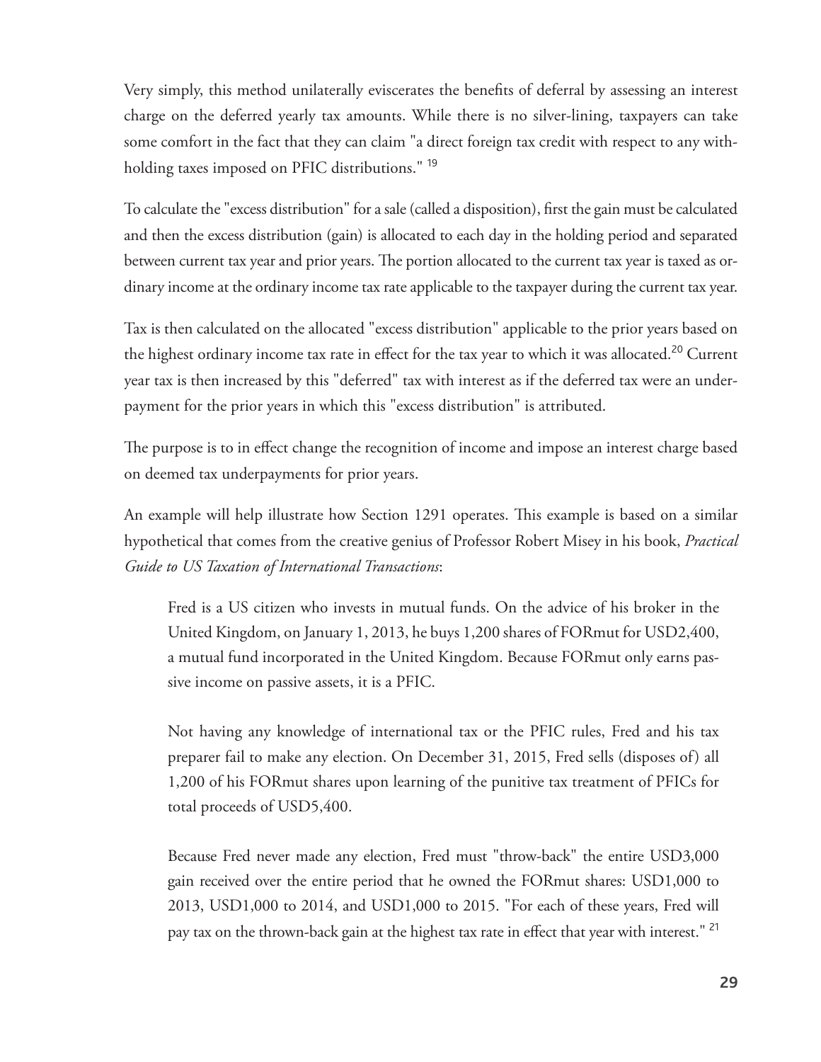Very simply, this method unilaterally eviscerates the benefits of deferral by assessing an interest charge on the deferred yearly tax amounts. While there is no silver-lining, taxpayers can take some comfort in the fact that they can claim "a direct foreign tax credit with respect to any withholding taxes imposed on PFIC distributions." [19]

To calculate the "excess distribution" for a sale (called a disposition), first the gain must be calculated and then the excess distribution (gain) is allocated to each day in the holding period and separated between current tax year and prior years. The portion allocated to the current tax year is taxed as ordinary income at the ordinary income tax rate applicable to the taxpayer during the current tax year.

Tax is then calculated on the allocated "excess distribution" applicable to the prior years based on the highest ordinary income tax rate in effect for the tax year to which it was allocated.[20] Current year tax is then increased by this "deferred" tax with interest as if the deferred tax were an underpayment for the prior years in which this "excess distribution" is attributed.

The purpose is to in effect change the recognition of income and impose an interest charge based on deemed tax underpayments for prior years.

An example will help illustrate how Section 1291 operates. This example is based on a similar hypothetical that comes from the creative genius of Professor Robert Misey in his book, *Practical Guide to US Taxation of International Transactions*:

> Fred is a US citizen who invests in mutual funds. On the advice of his broker in the United Kingdom, on January 1, 2013, he buys 1,200 shares of FORmut for USD2,400, a mutual fund incorporated in the United Kingdom. Because FORmut only earns passive income on passive assets, it is a PFIC.
>
> Not having any knowledge of international tax or the PFIC rules, Fred and his tax preparer fail to make any election. On December 31, 2015, Fred sells (disposes of) all 1,200 of his FORmut shares upon learning of the punitive tax treatment of PFICs for total proceeds of USD5,400.
>
> Because Fred never made any election, Fred must "throw-back" the entire USD3,000 gain received over the entire period that he owned the FORmut shares: USD1,000 to 2013, USD1,000 to 2014, and USD1,000 to 2015. "For each of these years, Fred will pay tax on the thrown-back gain at the highest tax rate in effect that year with interest." [21]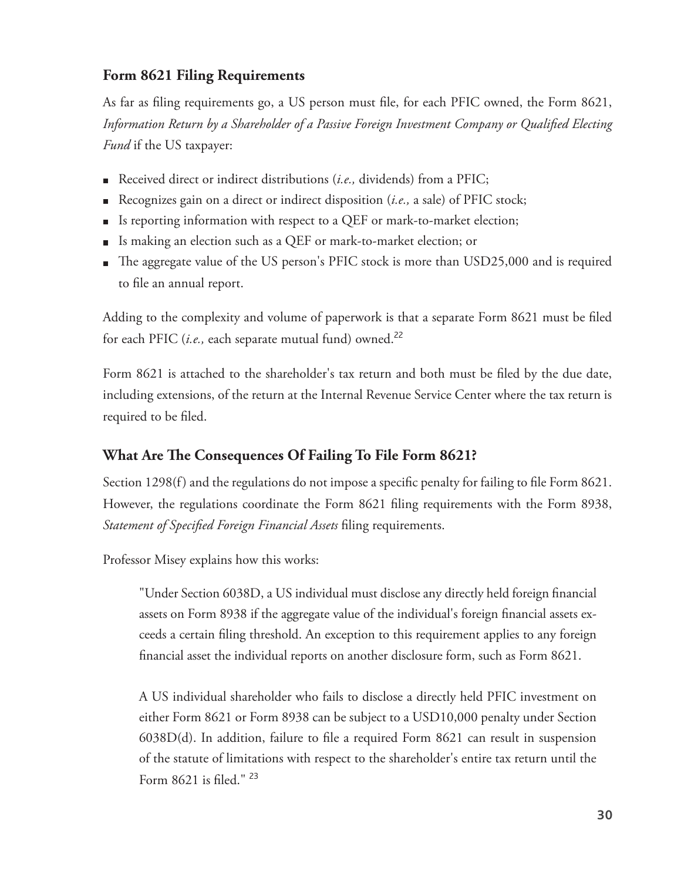### Form 8621 Filing Requirements

As far as filing requirements go, a US person must file, for each PFIC owned, the Form 8621, *Information Return by a Shareholder of a Passive Foreign Investment Company or Qualified Electing Fund* if the US taxpayer:

- Received direct or indirect distributions (*i.e.,* dividends) from a PFIC;
- Recognizes gain on a direct or indirect disposition (*i.e.,* a sale) of PFIC stock;
- Is reporting information with respect to a QEF or mark-to-market election;
- Is making an election such as a QEF or mark-to-market election; or
- The aggregate value of the US person's PFIC stock is more than USD25,000 and is required to file an annual report.

Adding to the complexity and volume of paperwork is that a separate Form 8621 must be filed for each PFIC (*i.e.,* each separate mutual fund) owned.[22]

Form 8621 is attached to the shareholder's tax return and both must be filed by the due date, including extensions, of the return at the Internal Revenue Service Center where the tax return is required to be filed.

### What Are The Consequences Of Failing To File Form 8621?

Section 1298(f) and the regulations do not impose a specific penalty for failing to file Form 8621. However, the regulations coordinate the Form 8621 filing requirements with the Form 8938, *Statement of Specified Foreign Financial Assets* filing requirements.

Professor Misey explains how this works:

> "Under Section 6038D, a US individual must disclose any directly held foreign financial assets on Form 8938 if the aggregate value of the individual's foreign financial assets exceeds a certain filing threshold. An exception to this requirement applies to any foreign financial asset the individual reports on another disclosure form, such as Form 8621.
>
> A US individual shareholder who fails to disclose a directly held PFIC investment on either Form 8621 or Form 8938 can be subject to a USD10,000 penalty under Section 6038D(d). In addition, failure to file a required Form 8621 can result in suspension of the statute of limitations with respect to the shareholder's entire tax return until the Form 8621 is filed." [23]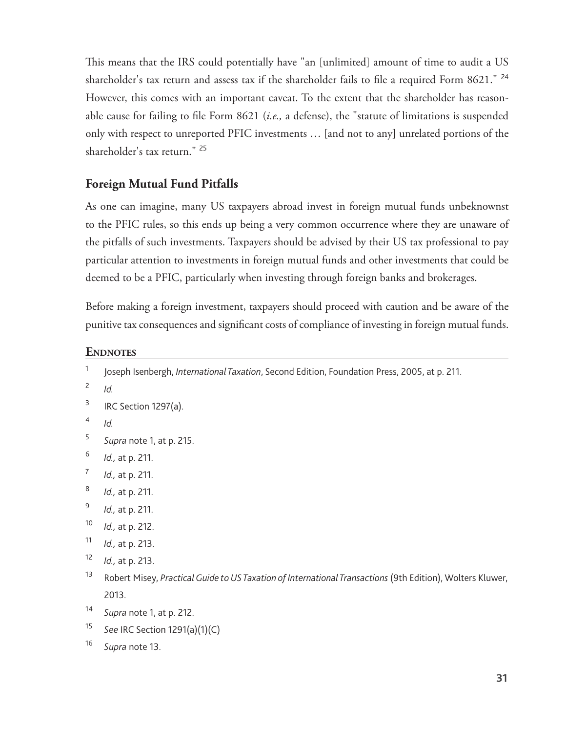This means that the IRS could potentially have "an [unlimited] amount of time to audit a US shareholder's tax return and assess tax if the shareholder fails to file a required Form 8621." [24] However, this comes with an important caveat. To the extent that the shareholder has reasonable cause for failing to file Form 8621 (*i.e.,* a defense), the "statute of limitations is suspended only with respect to unreported PFIC investments … [and not to any] unrelated portions of the shareholder's tax return." [25]

## Foreign Mutual Fund Pitfalls

As one can imagine, many US taxpayers abroad invest in foreign mutual funds unbeknownst to the PFIC rules, so this ends up being a very common occurrence where they are unaware of the pitfalls of such investments. Taxpayers should be advised by their US tax professional to pay particular attention to investments in foreign mutual funds and other investments that could be deemed to be a PFIC, particularly when investing through foreign banks and brokerages.

Before making a foreign investment, taxpayers should proceed with caution and be aware of the punitive tax consequences and significant costs of compliance of investing in foreign mutual funds.

### Endnotes

1. Joseph Isenbergh, *International Taxation*, Second Edition, Foundation Press, 2005, at p. 211.
2. *Id.*
3. IRC Section 1297(a).
4. *Id.*
5. *Supra* note 1, at p. 215.
6. *Id.,* at p. 211.
7. *Id.,* at p. 211.
8. *Id.,* at p. 211.
9. *Id.,* at p. 211.
10. *Id.,* at p. 212.
11. *Id.,* at p. 213.
12. *Id.,* at p. 213.
13. Robert Misey, *Practical Guide to US Taxation of International Transactions* (9th Edition), Wolters Kluwer, 2013.
14. *Supra* note 1, at p. 212.
15. *See* IRC Section 1291(a)(1)(C)
16. *Supra* note 13.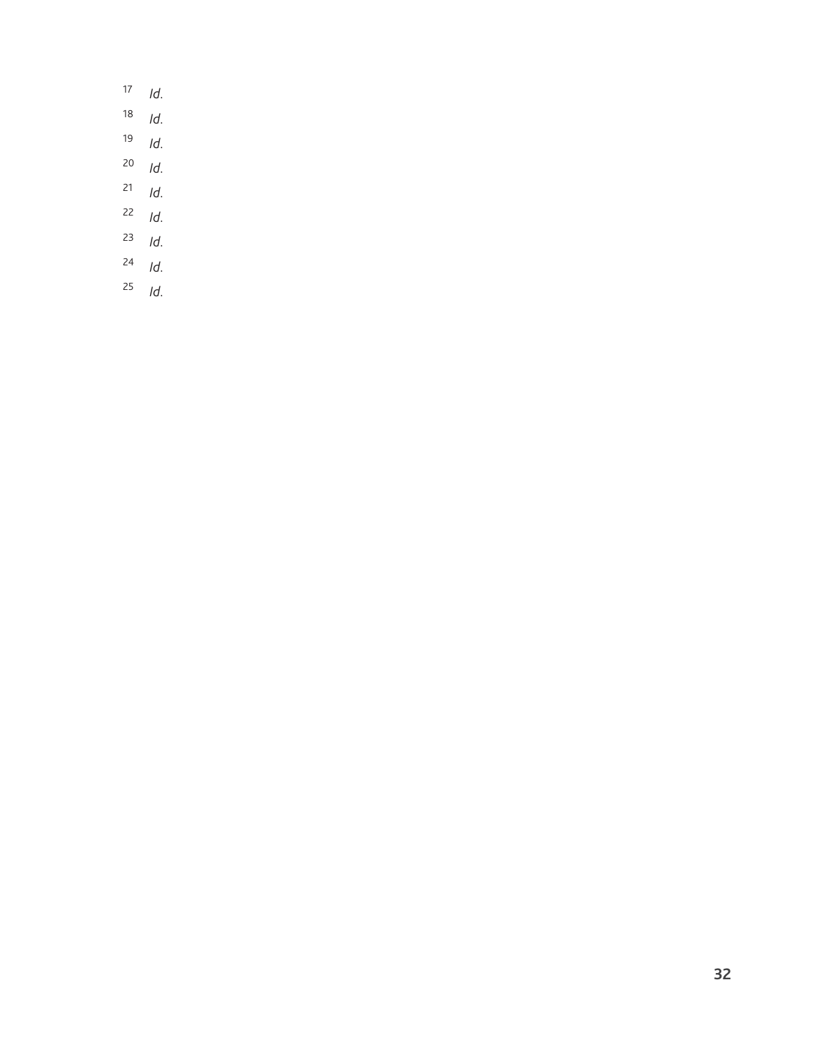[17] *Id*.

[18] *Id*.

[19] *Id*.

[20] *Id*.

[21] *Id*.

[22] *Id*.

[23] *Id*.

[24] *Id*.

[25] *Id*.